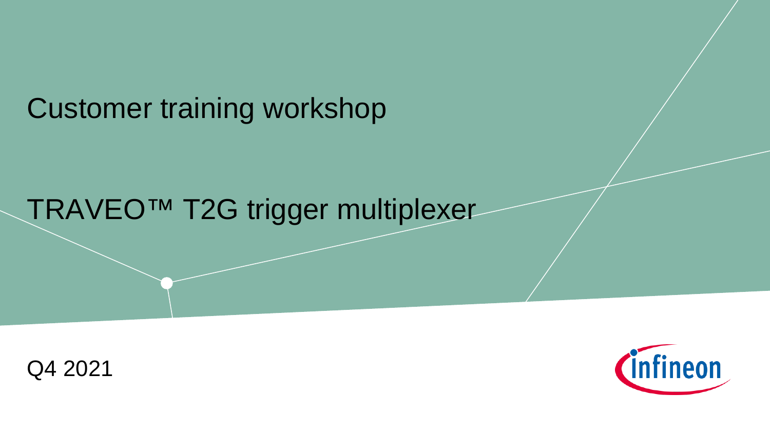Customer training workshop

# TRAVEO™ T2G trigger multiplexer

Q4 2021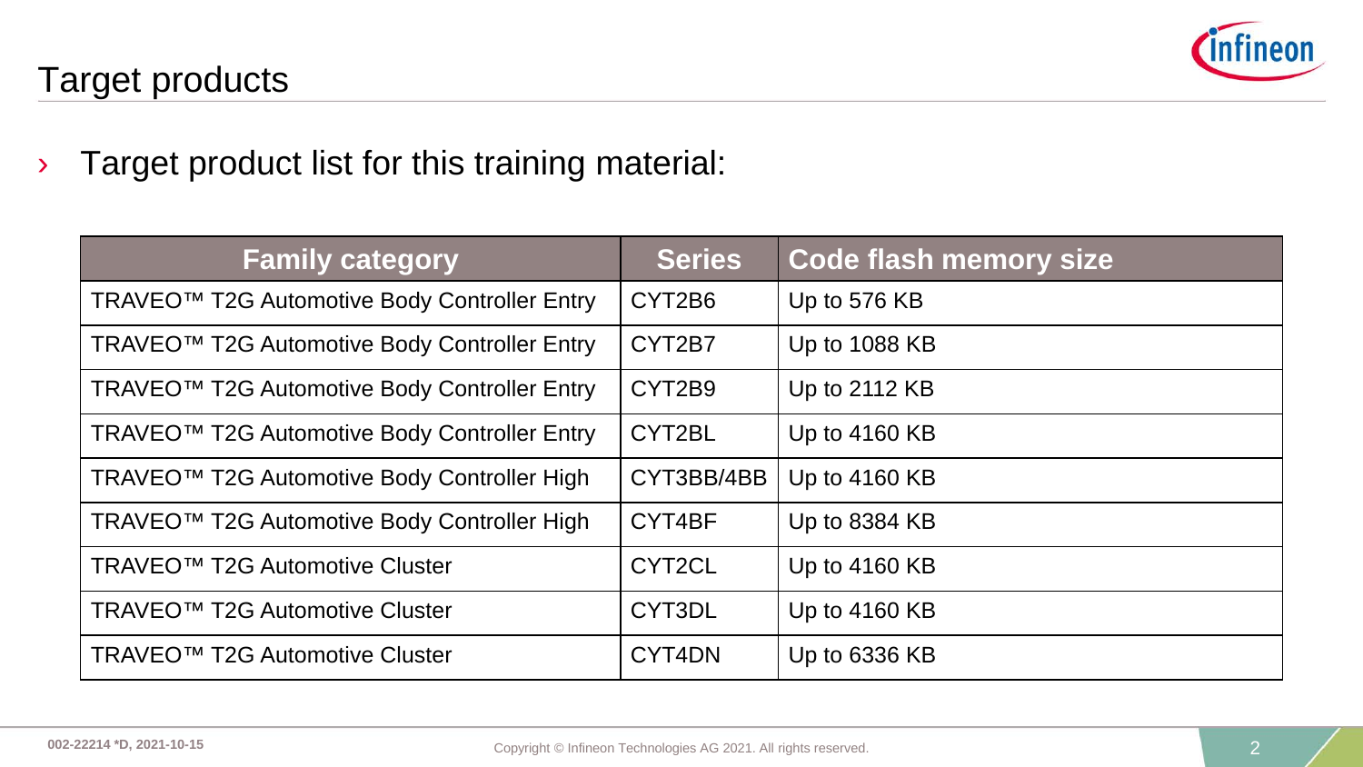# Target products

- Target product list for this training material:

| Family category | Series | Code flash memory size |
|---|---|---|
| TRAVEO™ T2G Automotive Body Controller Entry | CYT2B6 | Up to 576 KB |
| TRAVEO™ T2G Automotive Body Controller Entry | CYT2B7 | Up to 1088 KB |
| TRAVEO™ T2G Automotive Body Controller Entry | CYT2B9 | Up to 2112 KB |
| TRAVEO™ T2G Automotive Body Controller Entry | CYT2BL | Up to 4160 KB |
| TRAVEO™ T2G Automotive Body Controller High | CYT3BB/4BB | Up to 4160 KB |
| TRAVEO™ T2G Automotive Body Controller High | CYT4BF | Up to 8384 KB |
| TRAVEO™ T2G Automotive Cluster | CYT2CL | Up to 4160 KB |
| TRAVEO™ T2G Automotive Cluster | CYT3DL | Up to 4160 KB |
| TRAVEO™ T2G Automotive Cluster | CYT4DN | Up to 6336 KB |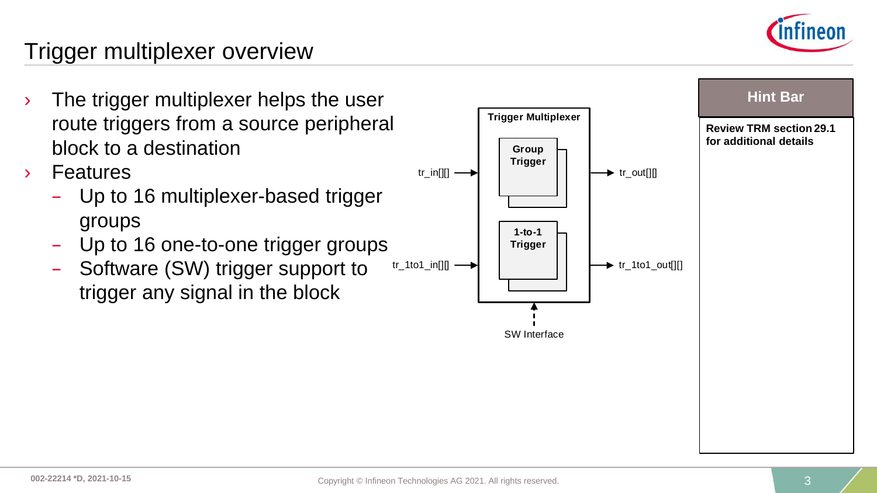# Trigger multiplexer overview

- The trigger multiplexer helps the user route triggers from a source peripheral block to a destination
- Features
  - Up to 16 multiplexer-based trigger groups
  - Up to 16 one-to-one trigger groups
  - Software (SW) trigger support to trigger any signal in the block

Trigger Multiplexer

Group Trigger

1-to-1 Trigger

tr_in[][] → tr_out[][]

tr_1to1_in[][] → tr_1to1_out[][]

SW Interface

**Hint Bar**

**Review TRM section 29.1 for additional details**

002-22214 *D, 2021-10-15

Copyright © Infineon Technologies AG 2021. All rights reserved.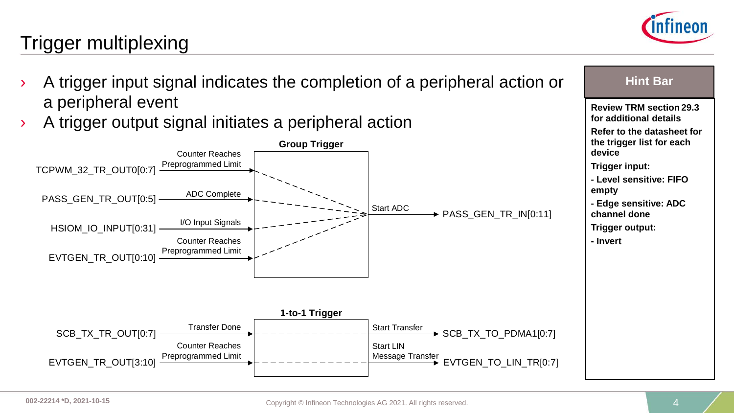# Trigger multiplexing

- A trigger input signal indicates the completion of a peripheral action or a peripheral event
- A trigger output signal initiates a peripheral action

**Group Trigger**

| Input signal | Description | | Output description | Output signal |
|---|---|---|---|---|
| TCPWM_32_TR_OUT0[0:7] | Counter Reaches Preprogrammed Limit | → | Start ADC | PASS_GEN_TR_IN[0:11] |
| PASS_GEN_TR_OUT[0:5] | ADC Complete | → | Start ADC | PASS_GEN_TR_IN[0:11] |
| HSIOM_IO_INPUT[0:31] | I/O Input Signals | → | Start ADC | PASS_GEN_TR_IN[0:11] |
| EVTGEN_TR_OUT[0:10] | Counter Reaches Preprogrammed Limit | → | Start ADC | PASS_GEN_TR_IN[0:11] |

**1-to-1 Trigger**

| Input signal | Description | | Output description | Output signal |
|---|---|---|---|---|
| SCB_TX_TR_OUT[0:7] | Transfer Done | → | Start Transfer | SCB_TX_TO_PDMA1[0:7] |
| EVTGEN_TR_OUT[3:10] | Counter Reaches Preprogrammed Limit | → | Start LIN Message Transfer | EVTGEN_TO_LIN_TR[0:7] |

**Hint Bar**

**Review TRM section 29.3 for additional details**

**Refer to the datasheet for the trigger list for each device**

**Trigger input:**

**- Level sensitive: FIFO empty**

**- Edge sensitive: ADC channel done**

**Trigger output:**

**- Invert**

002-22214 *D, 2021-10-15

Copyright © Infineon Technologies AG 2021. All rights reserved.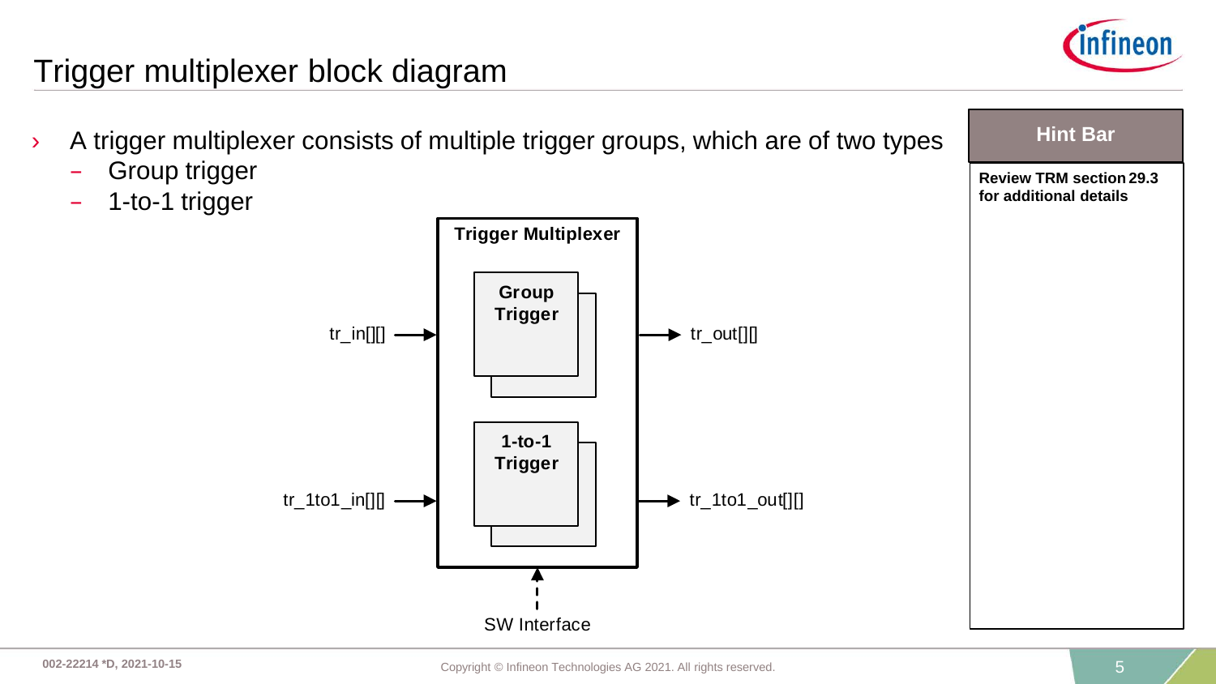# Trigger multiplexer block diagram

- A trigger multiplexer consists of multiple trigger groups, which are of two types
  - Group trigger
  - 1-to-1 trigger

**Trigger Multiplexer**

tr_in[][] → **Group Trigger** → tr_out[][]

tr_1to1_in[][] → **1-to-1 Trigger** → tr_1to1_out[][]

SW Interface

**Hint Bar**

**Review TRM section 29.3 for additional details**

002-22214 *D, 2021-10-15

Copyright © Infineon Technologies AG 2021. All rights reserved.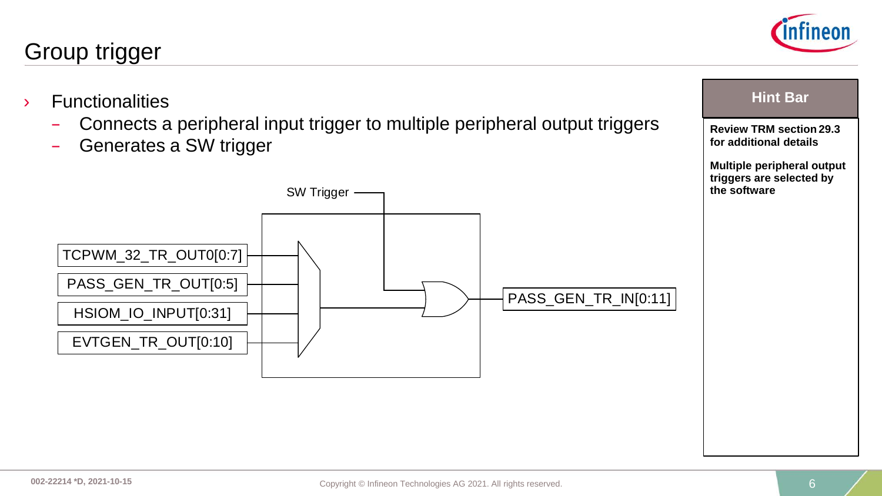# Group trigger

- Functionalities
  - Connects a peripheral input trigger to multiple peripheral output triggers
  - Generates a SW trigger

SW Trigger

TCPWM_32_TR_OUT0[0:7]

PASS_GEN_TR_OUT[0:5]

HSIOM_IO_INPUT[0:31]

EVTGEN_TR_OUT[0:10]

PASS_GEN_TR_IN[0:11]

**Hint Bar**

**Review TRM section 29.3 for additional details**

**Multiple peripheral output triggers are selected by the software**

002-22214 *D, 2021-10-15

Copyright © Infineon Technologies AG 2021. All rights reserved.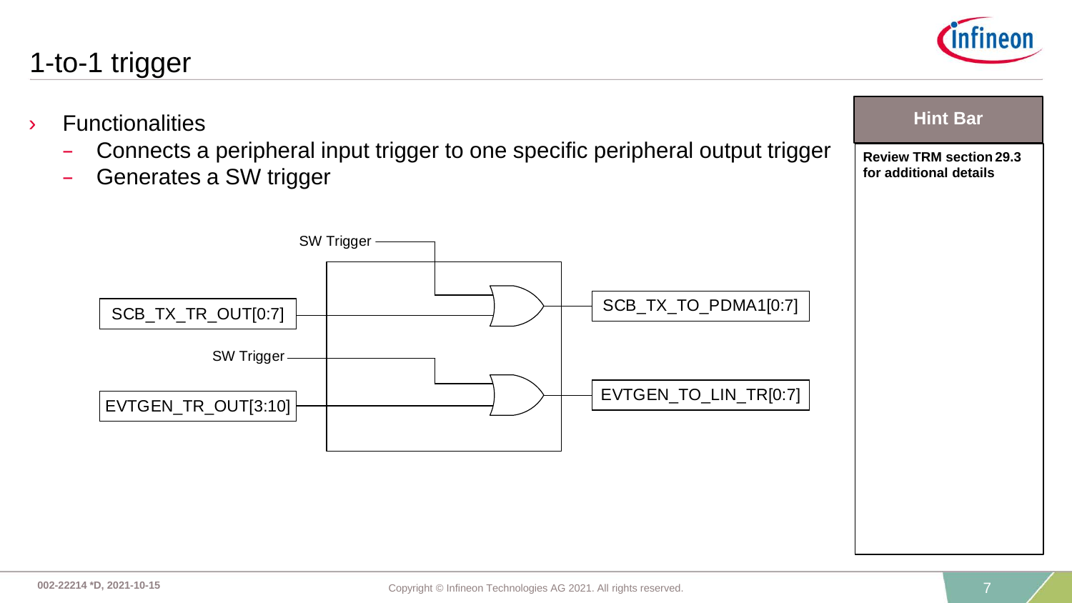# 1-to-1 trigger

- Functionalities
  - Connects a peripheral input trigger to one specific peripheral output trigger
  - Generates a SW trigger

SW Trigger

SCB_TX_TR_OUT[0:7]

SCB_TX_TO_PDMA1[0:7]

SW Trigger

EVTGEN_TR_OUT[3:10]

EVTGEN_TO_LIN_TR[0:7]

**Hint Bar**

**Review TRM section 29.3 for additional details**

002-22214 *D, 2021-10-15

Copyright © Infineon Technologies AG 2021. All rights reserved.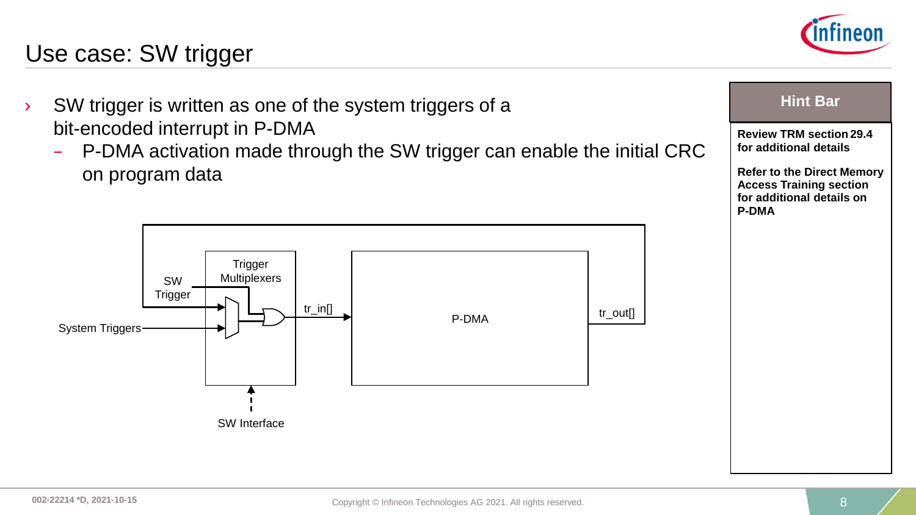# Use case: SW trigger

- SW trigger is written as one of the system triggers of a bit-encoded interrupt in P-DMA
  - P-DMA activation made through the SW trigger can enable the initial CRC on program data

SW Trigger

System Triggers

Trigger Multiplexers

tr_in[]

P-DMA

tr_out[]

SW Interface

**Hint Bar**

**Review TRM section 29.4 for additional details**

**Refer to the Direct Memory Access Training section for additional details on P-DMA**

002-22214 *D, 2021-10-15

Copyright © Infineon Technologies AG 2021. All rights reserved.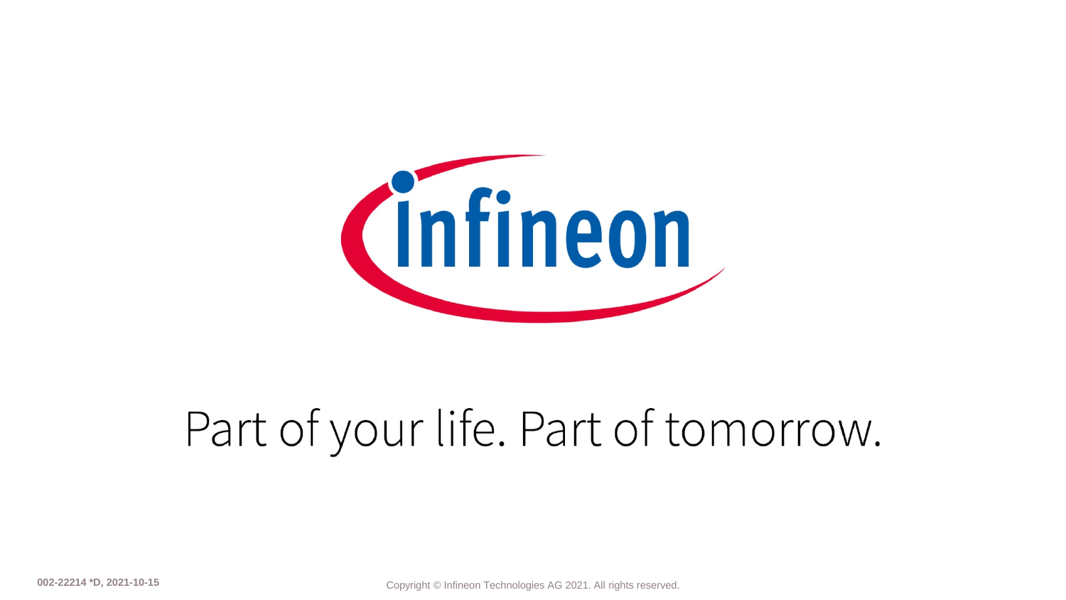Part of your life. Part of tomorrow.

002-22214 *D, 2021-10-15

Copyright © Infineon Technologies AG 2021. All rights reserved.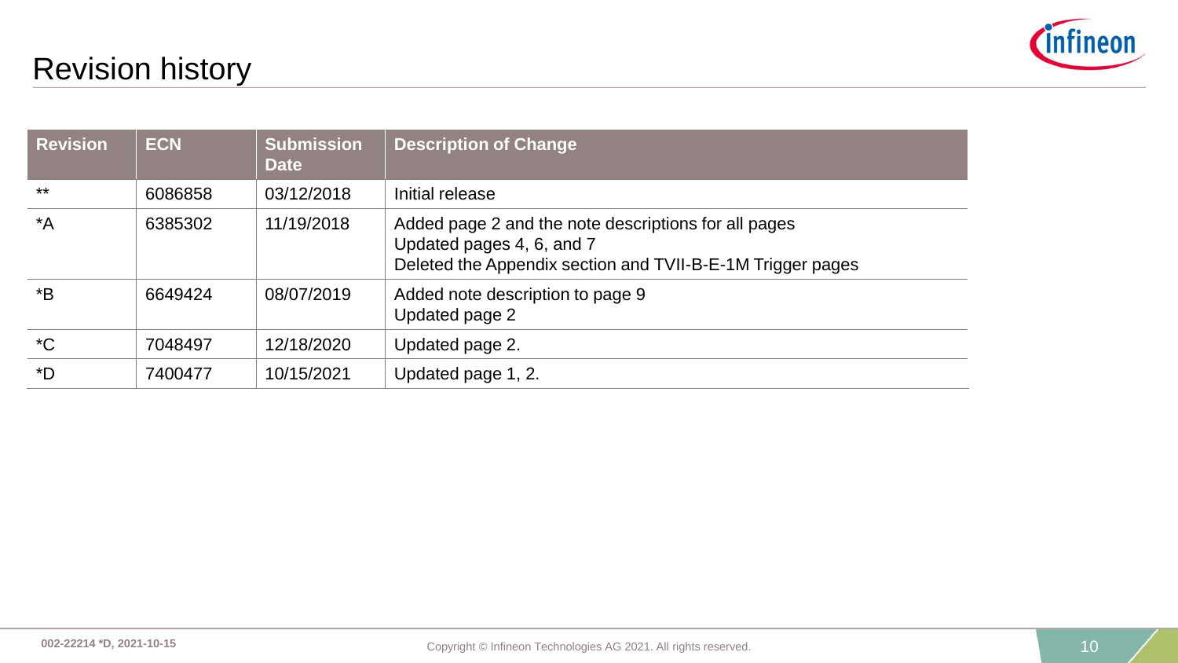# Revision history

| Revision | ECN | Submission Date | Description of Change |
| --- | --- | --- | --- |
| ** | 6086858 | 03/12/2018 | Initial release |
| *A | 6385302 | 11/19/2018 | Added page 2 and the note descriptions for all pages<br>Updated pages 4, 6, and 7<br>Deleted the Appendix section and TVII-B-E-1M Trigger pages |
| *B | 6649424 | 08/07/2019 | Added note description to page 9<br>Updated page 2 |
| *C | 7048497 | 12/18/2020 | Updated page 2. |
| *D | 7400477 | 10/15/2021 | Updated page 1, 2. |